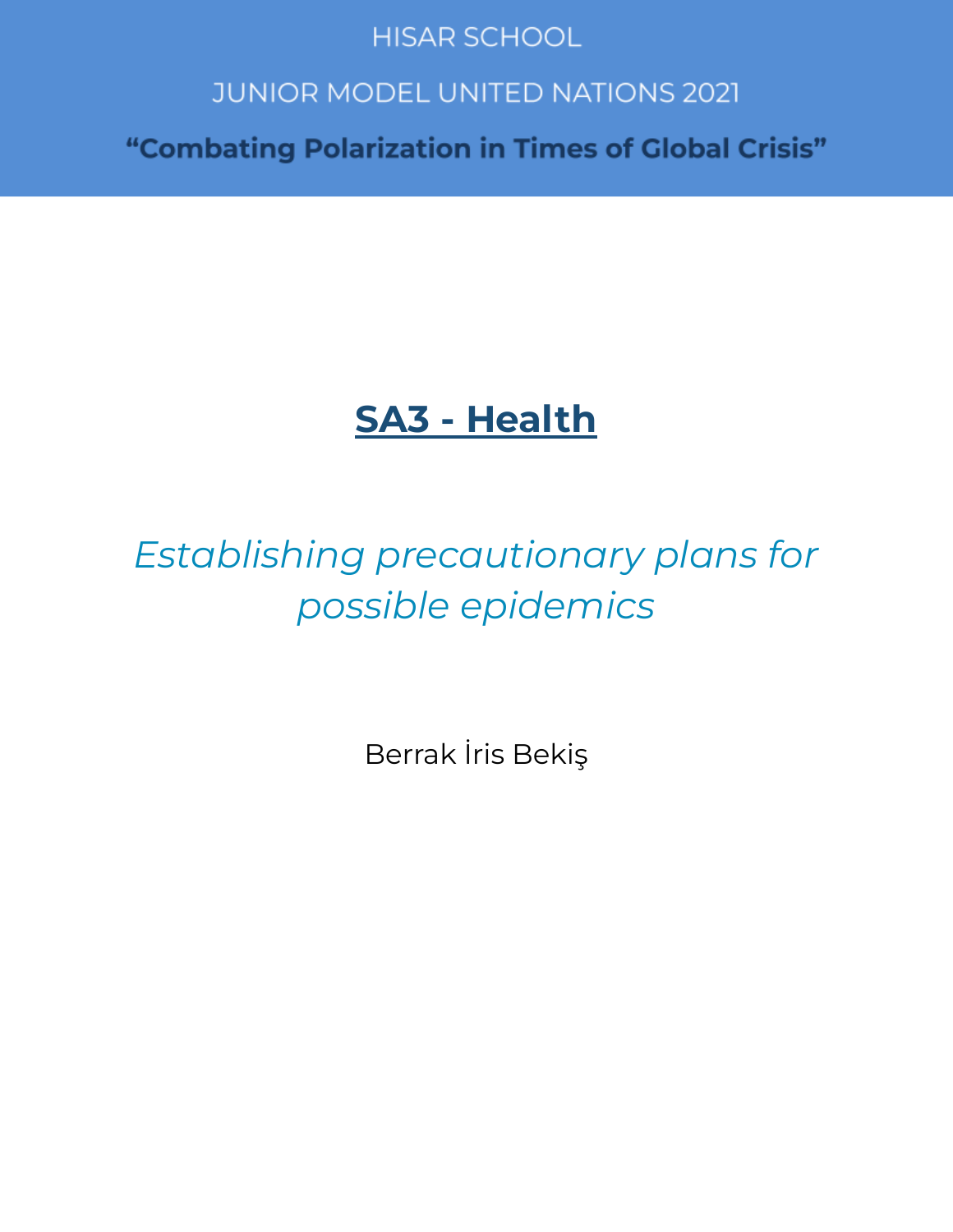HISAR SCHOOL

JUNIOR MODEL UNITED NATIONS 2021

**“Combating Polarization in Times of Global Crisis”**

# SA3 - Health

*Establishing precautionary plans for possible epidemics*

Berrak İris Bekiş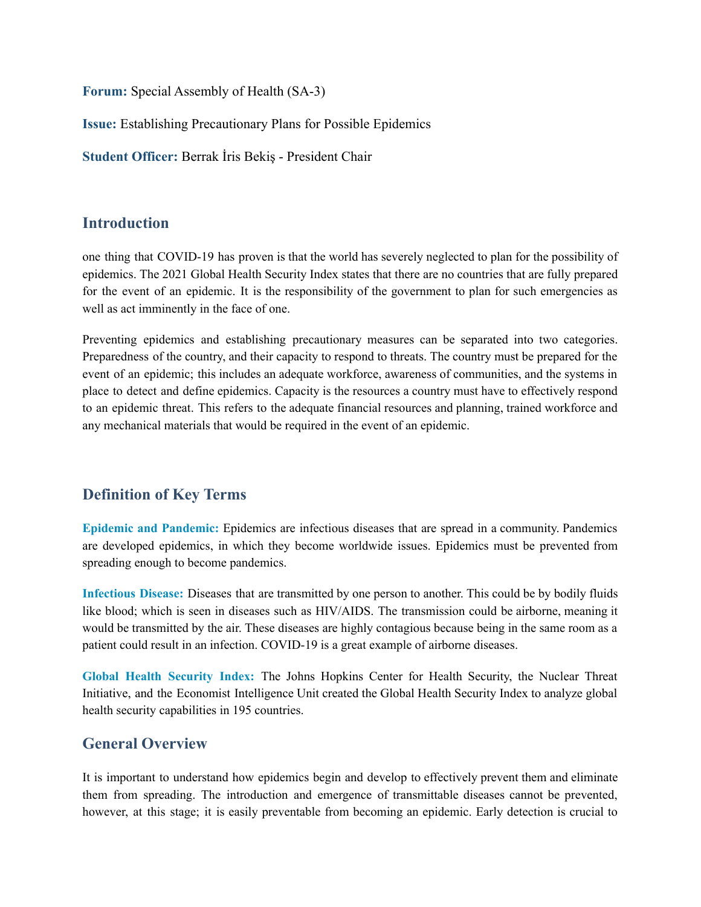**Forum:** Special Assembly of Health (SA-3)

**Issue:** Establishing Precautionary Plans for Possible Epidemics

**Student Officer:** Berrak İris Bekiş - President Chair

## Introduction

one thing that COVID-19 has proven is that the world has severely neglected to plan for the possibility of epidemics. The 2021 Global Health Security Index states that there are no countries that are fully prepared for the event of an epidemic. It is the responsibility of the government to plan for such emergencies as well as act imminently in the face of one.

Preventing epidemics and establishing precautionary measures can be separated into two categories. Preparedness of the country, and their capacity to respond to threats. The country must be prepared for the event of an epidemic; this includes an adequate workforce, awareness of communities, and the systems in place to detect and define epidemics. Capacity is the resources a country must have to effectively respond to an epidemic threat. This refers to the adequate financial resources and planning, trained workforce and any mechanical materials that would be required in the event of an epidemic.

## Definition of Key Terms

**Epidemic and Pandemic:** Epidemics are infectious diseases that are spread in a community. Pandemics are developed epidemics, in which they become worldwide issues. Epidemics must be prevented from spreading enough to become pandemics.

**Infectious Disease:** Diseases that are transmitted by one person to another. This could be by bodily fluids like blood; which is seen in diseases such as HIV/AIDS. The transmission could be airborne, meaning it would be transmitted by the air. These diseases are highly contagious because being in the same room as a patient could result in an infection. COVID-19 is a great example of airborne diseases.

**Global Health Security Index:** The Johns Hopkins Center for Health Security, the Nuclear Threat Initiative, and the Economist Intelligence Unit created the Global Health Security Index to analyze global health security capabilities in 195 countries.

## General Overview

It is important to understand how epidemics begin and develop to effectively prevent them and eliminate them from spreading. The introduction and emergence of transmittable diseases cannot be prevented, however, at this stage; it is easily preventable from becoming an epidemic. Early detection is crucial to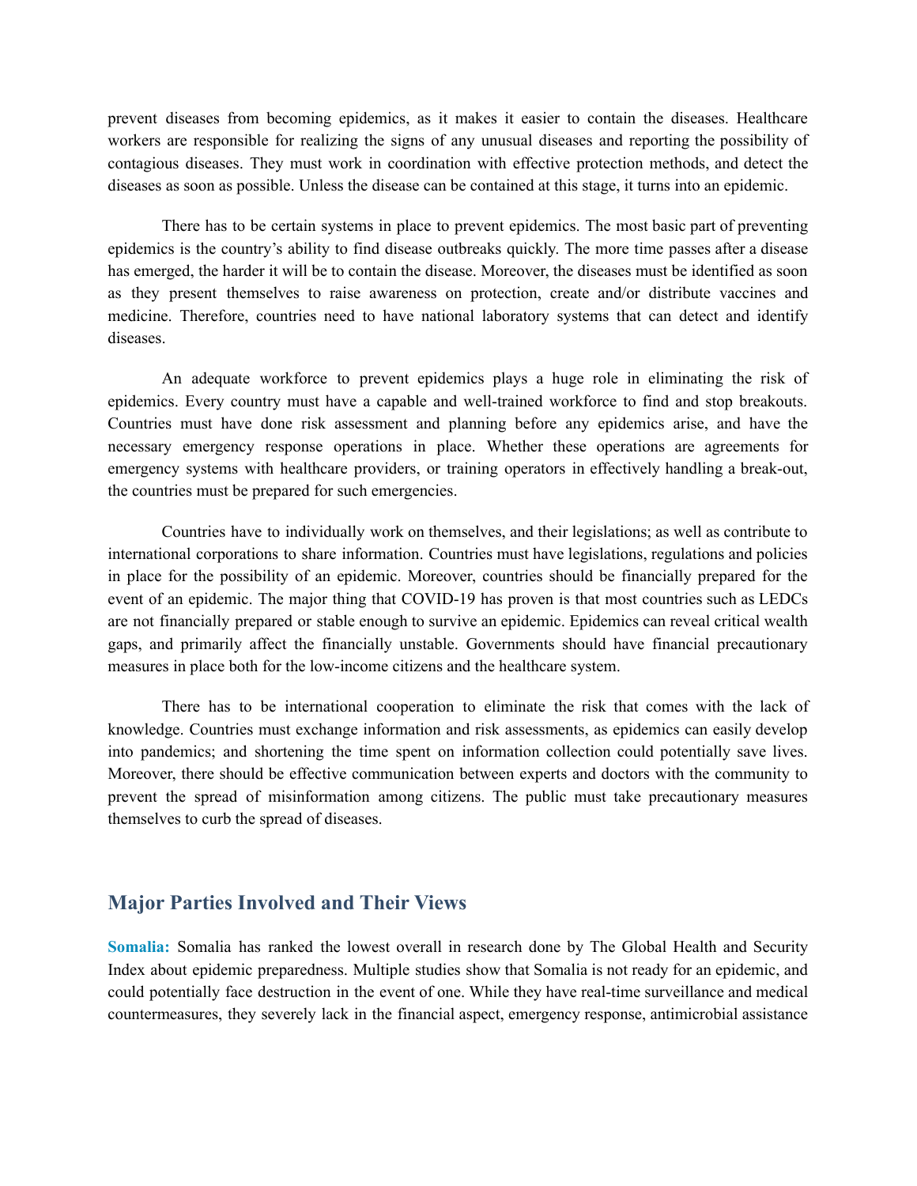prevent diseases from becoming epidemics, as it makes it easier to contain the diseases. Healthcare workers are responsible for realizing the signs of any unusual diseases and reporting the possibility of contagious diseases. They must work in coordination with effective protection methods, and detect the diseases as soon as possible. Unless the disease can be contained at this stage, it turns into an epidemic.

There has to be certain systems in place to prevent epidemics. The most basic part of preventing epidemics is the country's ability to find disease outbreaks quickly. The more time passes after a disease has emerged, the harder it will be to contain the disease. Moreover, the diseases must be identified as soon as they present themselves to raise awareness on protection, create and/or distribute vaccines and medicine. Therefore, countries need to have national laboratory systems that can detect and identify diseases.

An adequate workforce to prevent epidemics plays a huge role in eliminating the risk of epidemics. Every country must have a capable and well-trained workforce to find and stop breakouts. Countries must have done risk assessment and planning before any epidemics arise, and have the necessary emergency response operations in place. Whether these operations are agreements for emergency systems with healthcare providers, or training operators in effectively handling a break-out, the countries must be prepared for such emergencies.

Countries have to individually work on themselves, and their legislations; as well as contribute to international corporations to share information. Countries must have legislations, regulations and policies in place for the possibility of an epidemic. Moreover, countries should be financially prepared for the event of an epidemic. The major thing that COVID-19 has proven is that most countries such as LEDCs are not financially prepared or stable enough to survive an epidemic. Epidemics can reveal critical wealth gaps, and primarily affect the financially unstable. Governments should have financial precautionary measures in place both for the low-income citizens and the healthcare system.

There has to be international cooperation to eliminate the risk that comes with the lack of knowledge. Countries must exchange information and risk assessments, as epidemics can easily develop into pandemics; and shortening the time spent on information collection could potentially save lives. Moreover, there should be effective communication between experts and doctors with the community to prevent the spread of misinformation among citizens. The public must take precautionary measures themselves to curb the spread of diseases.

## Major Parties Involved and Their Views

**Somalia:** Somalia has ranked the lowest overall in research done by The Global Health and Security Index about epidemic preparedness. Multiple studies show that Somalia is not ready for an epidemic, and could potentially face destruction in the event of one. While they have real-time surveillance and medical countermeasures, they severely lack in the financial aspect, emergency response, antimicrobial assistance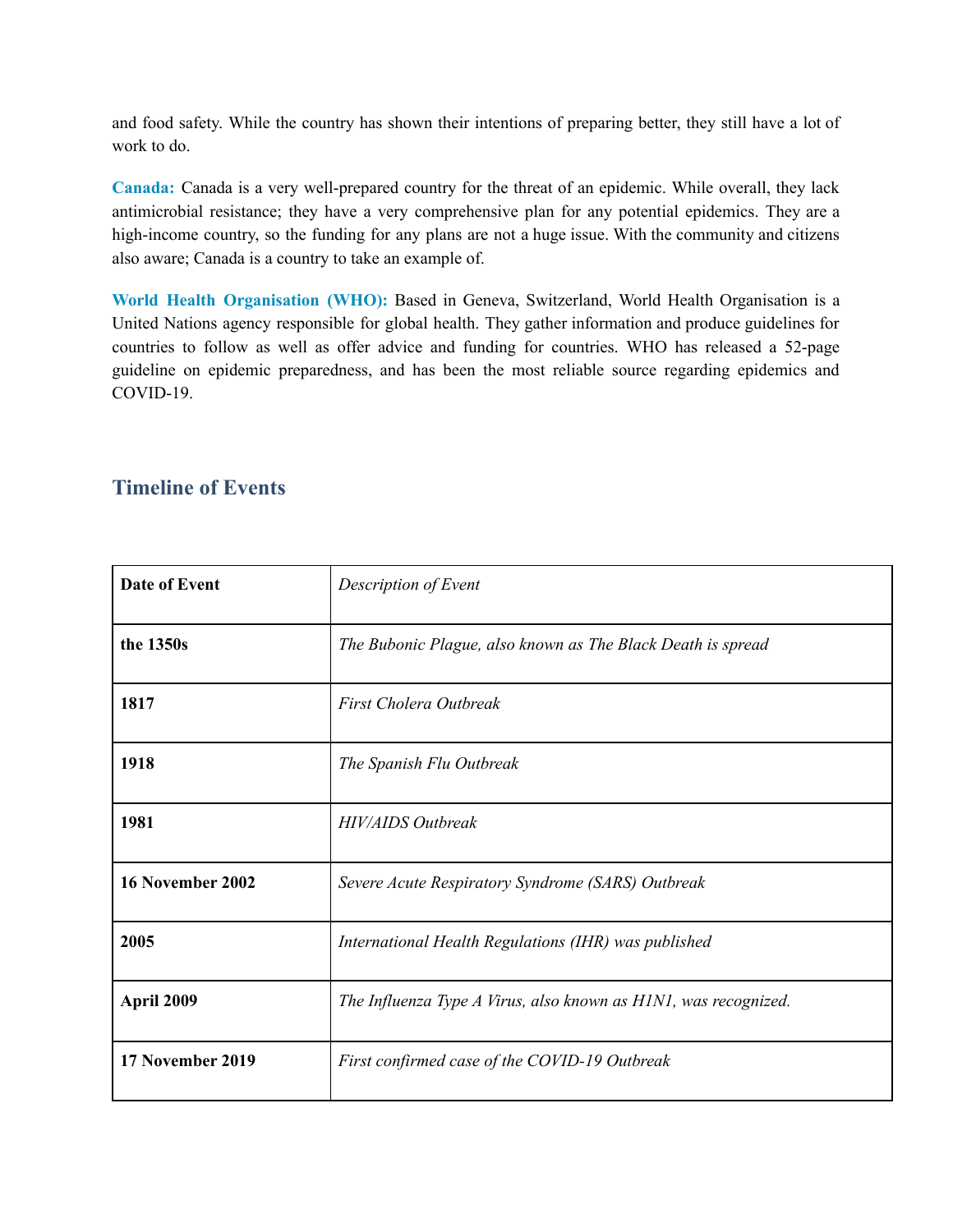and food safety. While the country has shown their intentions of preparing better, they still have a lot of work to do.

**Canada:** Canada is a very well-prepared country for the threat of an epidemic. While overall, they lack antimicrobial resistance; they have a very comprehensive plan for any potential epidemics. They are a high-income country, so the funding for any plans are not a huge issue. With the community and citizens also aware; Canada is a country to take an example of.

**World Health Organisation (WHO):** Based in Geneva, Switzerland, World Health Organisation is a United Nations agency responsible for global health. They gather information and produce guidelines for countries to follow as well as offer advice and funding for countries. WHO has released a 52-page guideline on epidemic preparedness, and has been the most reliable source regarding epidemics and COVID-19.

## Timeline of Events

| **Date of Event** | *Description of Event* |
|---|---|
| **the 1350s** | *The Bubonic Plague, also known as The Black Death is spread* |
| **1817** | *First Cholera Outbreak* |
| **1918** | *The Spanish Flu Outbreak* |
| **1981** | *HIV/AIDS Outbreak* |
| **16 November 2002** | *Severe Acute Respiratory Syndrome (SARS) Outbreak* |
| **2005** | *International Health Regulations (IHR) was published* |
| **April 2009** | *The Influenza Type A Virus, also known as H1N1, was recognized.* |
| **17 November 2019** | *First confirmed case of the COVID-19 Outbreak* |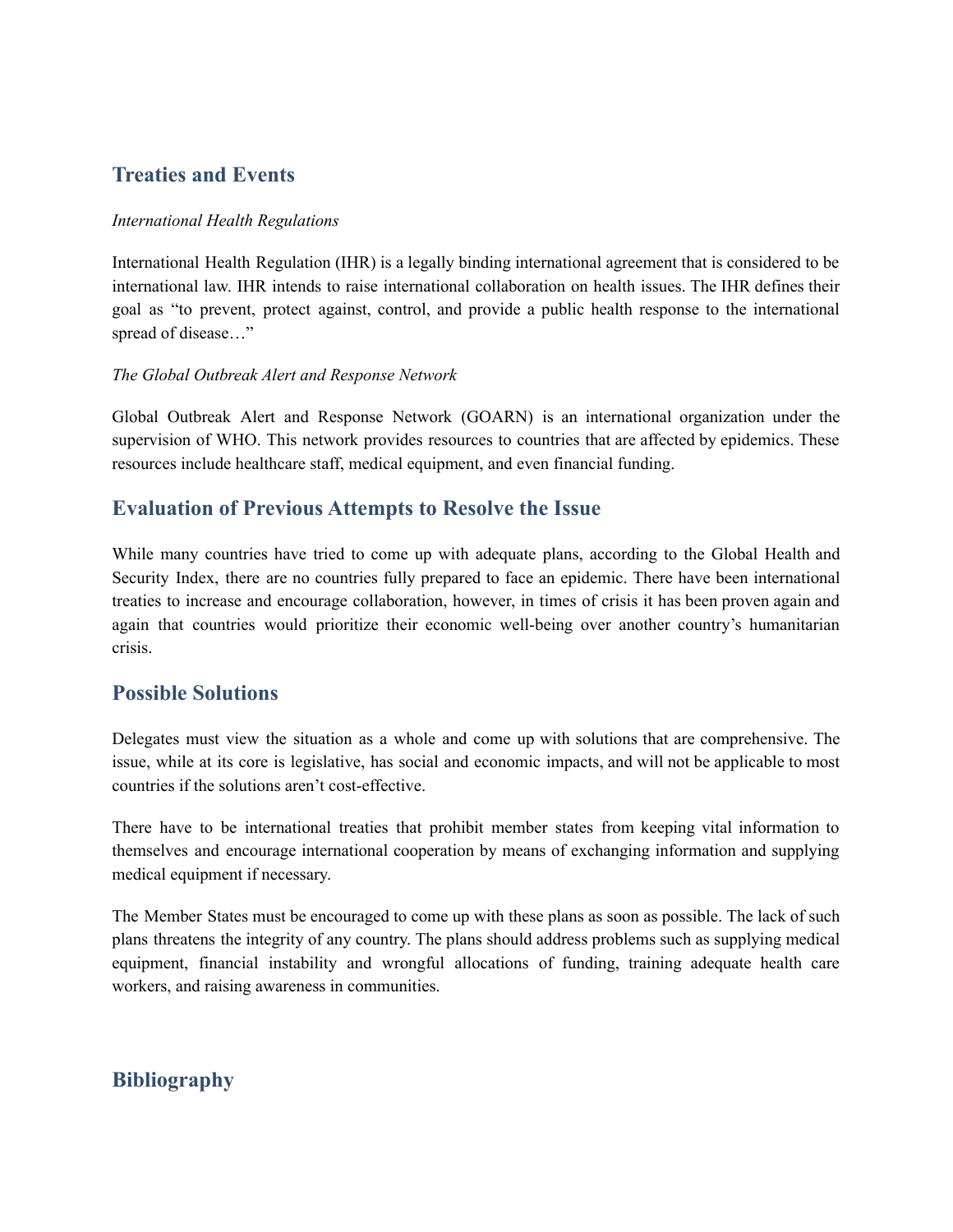## Treaties and Events

*International Health Regulations*

International Health Regulation (IHR) is a legally binding international agreement that is considered to be international law. IHR intends to raise international collaboration on health issues. The IHR defines their goal as "to prevent, protect against, control, and provide a public health response to the international spread of disease…"

*The Global Outbreak Alert and Response Network*

Global Outbreak Alert and Response Network (GOARN) is an international organization under the supervision of WHO. This network provides resources to countries that are affected by epidemics. These resources include healthcare staff, medical equipment, and even financial funding.

## Evaluation of Previous Attempts to Resolve the Issue

While many countries have tried to come up with adequate plans, according to the Global Health and Security Index, there are no countries fully prepared to face an epidemic. There have been international treaties to increase and encourage collaboration, however, in times of crisis it has been proven again and again that countries would prioritize their economic well-being over another country's humanitarian crisis.

## Possible Solutions

Delegates must view the situation as a whole and come up with solutions that are comprehensive. The issue, while at its core is legislative, has social and economic impacts, and will not be applicable to most countries if the solutions aren't cost-effective.

There have to be international treaties that prohibit member states from keeping vital information to themselves and encourage international cooperation by means of exchanging information and supplying medical equipment if necessary.

The Member States must be encouraged to come up with these plans as soon as possible. The lack of such plans threatens the integrity of any country. The plans should address problems such as supplying medical equipment, financial instability and wrongful allocations of funding, training adequate health care workers, and raising awareness in communities.

## Bibliography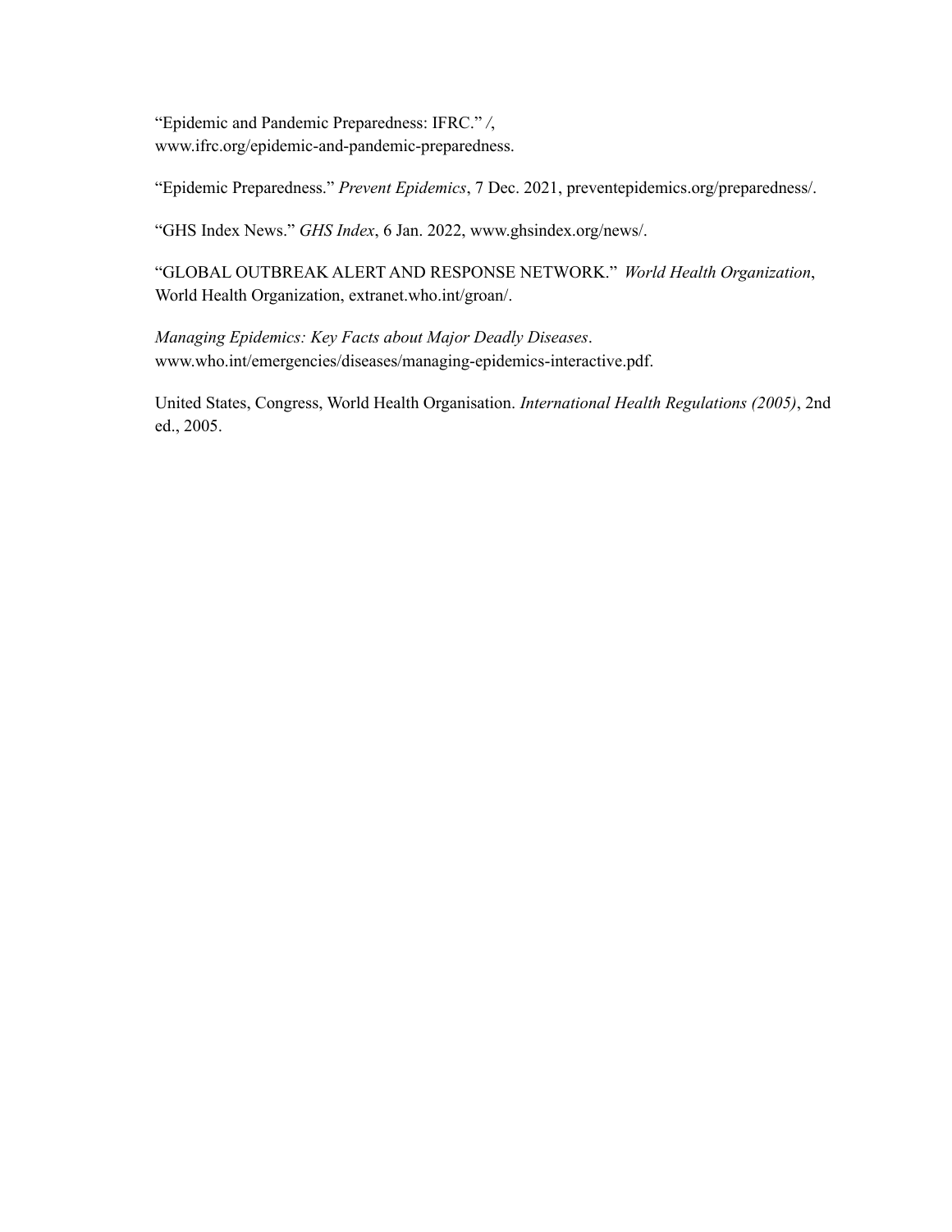"Epidemic and Pandemic Preparedness: IFRC." /, www.ifrc.org/epidemic-and-pandemic-preparedness.

"Epidemic Preparedness." *Prevent Epidemics*, 7 Dec. 2021, preventepidemics.org/preparedness/.

"GHS Index News." *GHS Index*, 6 Jan. 2022, www.ghsindex.org/news/.

"GLOBAL OUTBREAK ALERT AND RESPONSE NETWORK." *World Health Organization*, World Health Organization, extranet.who.int/groan/.

*Managing Epidemics: Key Facts about Major Deadly Diseases*. www.who.int/emergencies/diseases/managing-epidemics-interactive.pdf.

United States, Congress, World Health Organisation. *International Health Regulations (2005)*, 2nd ed., 2005.